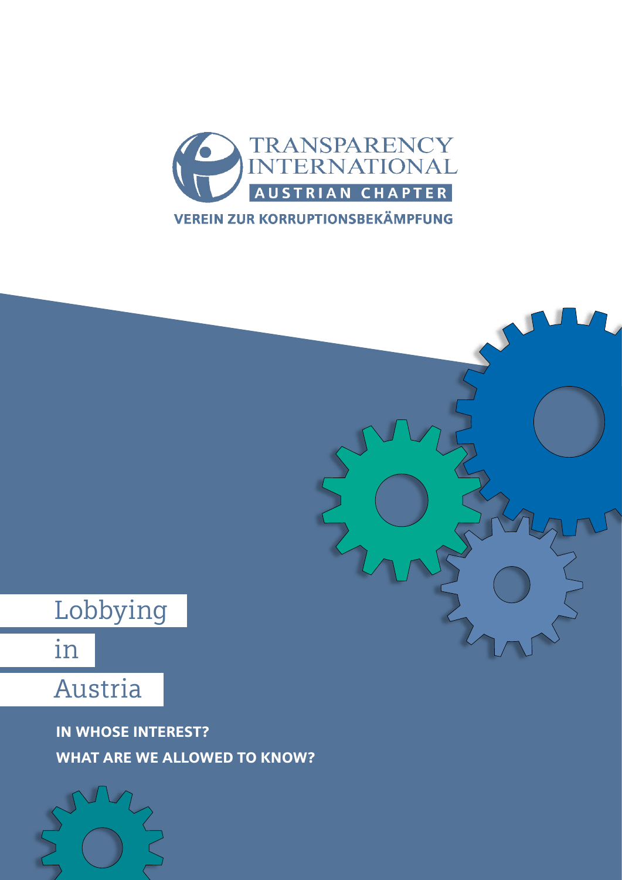TRANSPARENCY INTERNATIONAL

AUSTRIAN CHAPTER

VEREIN ZUR KORRUPTIONSBEKÄMPFUNG

# Lobbying in Austria

**IN WHOSE INTEREST?**

**WHAT ARE WE ALLOWED TO KNOW?**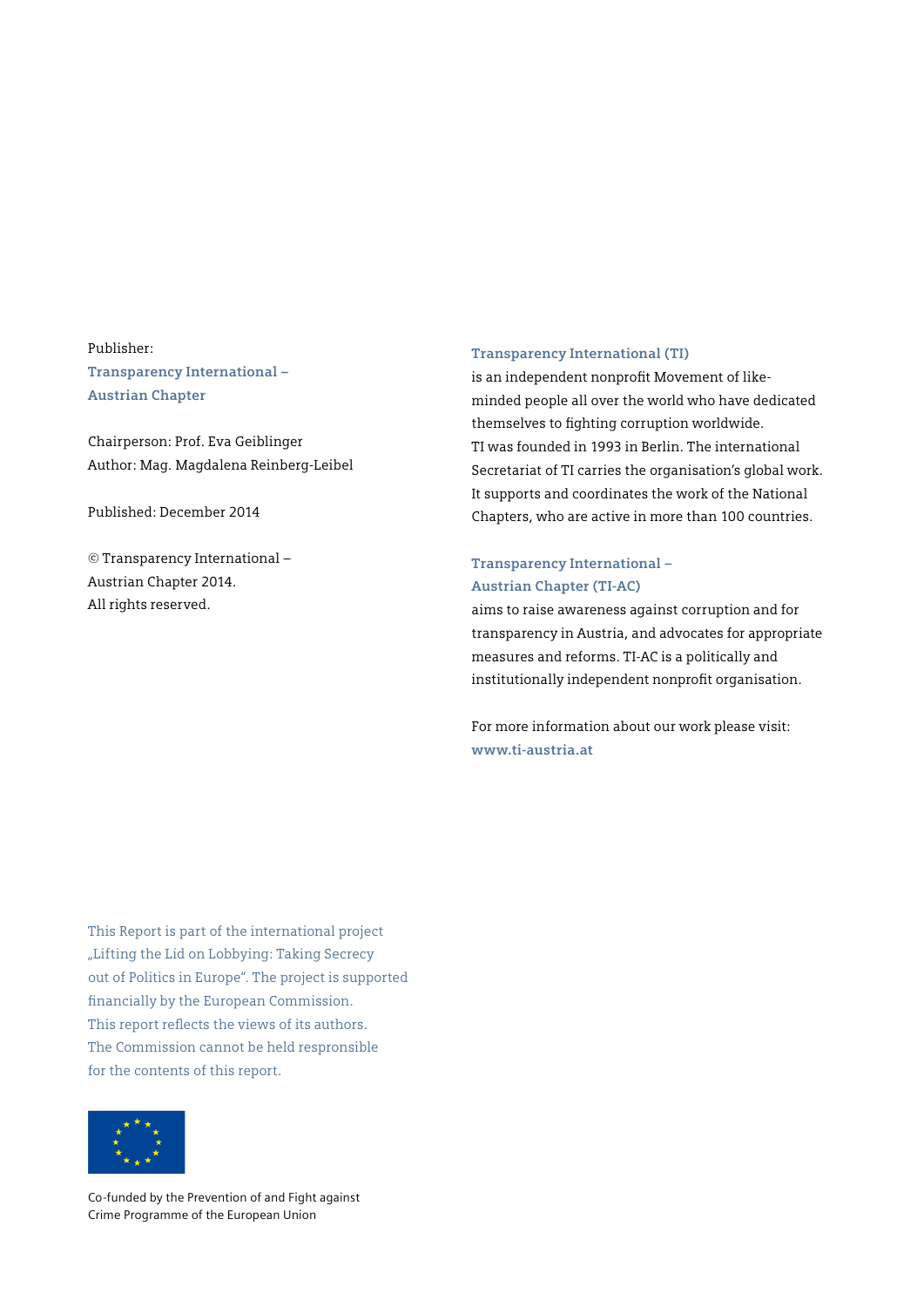Publisher:
**Transparency International – Austrian Chapter**

Chairperson: Prof. Eva Geiblinger
Author: Mag. Magdalena Reinberg-Leibel

Published: December 2014

© Transparency International – Austrian Chapter 2014.
All rights reserved.

**Transparency International (TI)**
is an independent nonprofit Movement of like-minded people all over the world who have dedicated themselves to fighting corruption worldwide.
TI was founded in 1993 in Berlin. The international Secretariat of TI carries the organisation's global work. It supports and coordinates the work of the National Chapters, who are active in more than 100 countries.

**Transparency International – Austrian Chapter (TI-AC)**
aims to raise awareness against corruption and for transparency in Austria, and advocates for appropriate measures and reforms. TI-AC is a politically and institutionally independent nonprofit organisation.

For more information about our work please visit:
**www.ti-austria.at**

This Report is part of the international project „Lifting the Lid on Lobbying: Taking Secrecy out of Politics in Europe". The project is supported financially by the European Commission. This report reflects the views of its authors. The Commission cannot be held responsible for the contents of this report.

Co-funded by the Prevention of and Fight against Crime Programme of the European Union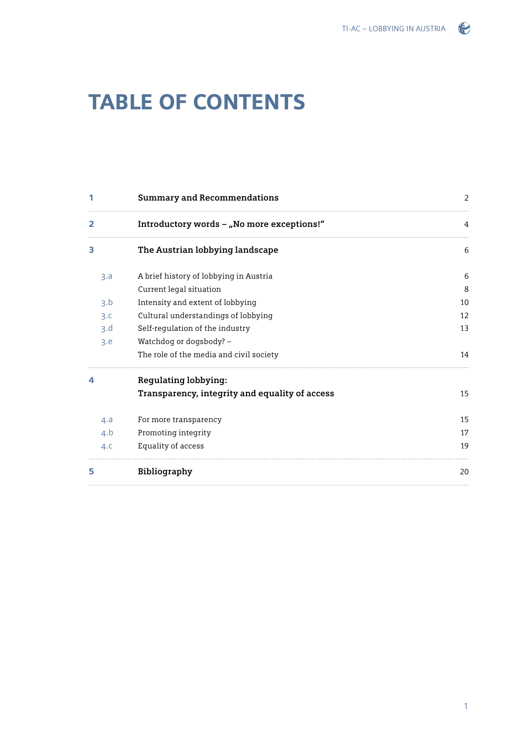# TABLE OF CONTENTS

| | | |
|---|---|---|
| **1** | **Summary and Recommendations** | 2 |
| **2** | **Introductory words – „No more exceptions!"** | 4 |
| **3** | **The Austrian lobbying landscape** | 6 |
| 3.a | A brief history of lobbying in Austria | 6 |
| | Current legal situation | 8 |
| 3.b | Intensity and extent of lobbying | 10 |
| 3.c | Cultural understandings of lobbying | 12 |
| 3.d | Self-regulation of the industry | 13 |
| 3.e | Watchdog or dogsbody? – The role of the media and civil society | 14 |
| **4** | **Regulating lobbying: Transparency, integrity and equality of access** | 15 |
| 4.a | For more transparency | 15 |
| 4.b | Promoting integrity | 17 |
| 4.c | Equality of access | 19 |
| **5** | **Bibliography** | 20 |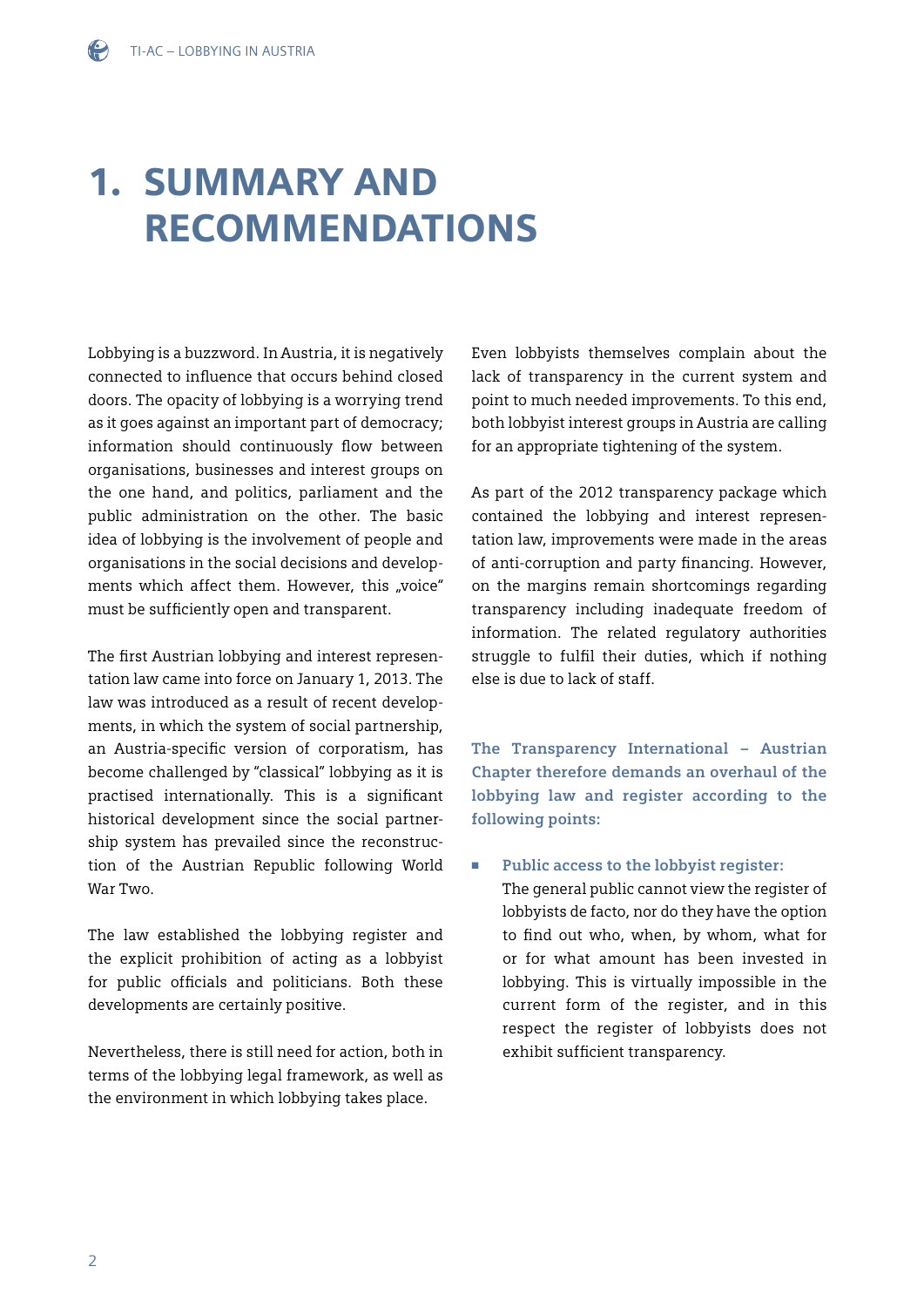# 1. SUMMARY AND RECOMMENDATIONS

Lobbying is a buzzword. In Austria, it is negatively connected to influence that occurs behind closed doors. The opacity of lobbying is a worrying trend as it goes against an important part of democracy; information should continuously flow between organisations, businesses and interest groups on the one hand, and politics, parliament and the public administration on the other. The basic idea of lobbying is the involvement of people and organisations in the social decisions and developments which affect them. However, this „voice" must be sufficiently open and transparent.

The first Austrian lobbying and interest representation law came into force on January 1, 2013. The law was introduced as a result of recent developments, in which the system of social partnership, an Austria-specific version of corporatism, has become challenged by "classical" lobbying as it is practised internationally. This is a significant historical development since the social partnership system has prevailed since the reconstruction of the Austrian Republic following World War Two.

The law established the lobbying register and the explicit prohibition of acting as a lobbyist for public officials and politicians. Both these developments are certainly positive.

Nevertheless, there is still need for action, both in terms of the lobbying legal framework, as well as the environment in which lobbying takes place.

Even lobbyists themselves complain about the lack of transparency in the current system and point to much needed improvements. To this end, both lobbyist interest groups in Austria are calling for an appropriate tightening of the system.

As part of the 2012 transparency package which contained the lobbying and interest representation law, improvements were made in the areas of anti-corruption and party financing. However, on the margins remain shortcomings regarding transparency including inadequate freedom of information. The related regulatory authorities struggle to fulfil their duties, which if nothing else is due to lack of staff.

**The Transparency International – Austrian Chapter therefore demands an overhaul of the lobbying law and register according to the following points:**

- **Public access to the lobbyist register:** The general public cannot view the register of lobbyists de facto, nor do they have the option to find out who, when, by whom, what for or for what amount has been invested in lobbying. This is virtually impossible in the current form of the register, and in this respect the register of lobbyists does not exhibit sufficient transparency.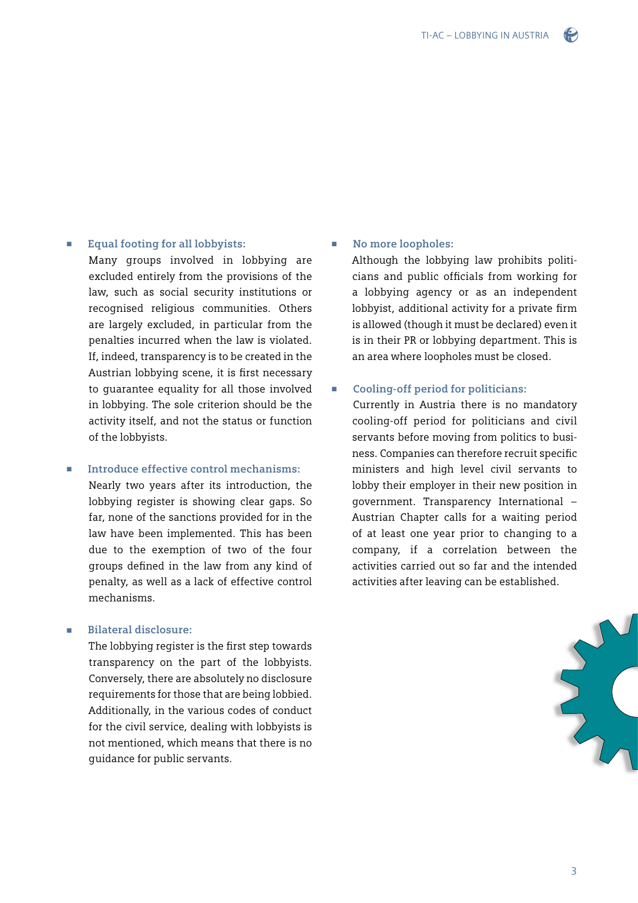- **Equal footing for all lobbyists:**
  Many groups involved in lobbying are excluded entirely from the provisions of the law, such as social security institutions or recognised religious communities. Others are largely excluded, in particular from the penalties incurred when the law is violated. If, indeed, transparency is to be created in the Austrian lobbying scene, it is first necessary to guarantee equality for all those involved in lobbying. The sole criterion should be the activity itself, and not the status or function of the lobbyists.

- **Introduce effective control mechanisms:**
  Nearly two years after its introduction, the lobbying register is showing clear gaps. So far, none of the sanctions provided for in the law have been implemented. This has been due to the exemption of two of the four groups defined in the law from any kind of penalty, as well as a lack of effective control mechanisms.

- **Bilateral disclosure:**
  The lobbying register is the first step towards transparency on the part of the lobbyists. Conversely, there are absolutely no disclosure requirements for those that are being lobbied. Additionally, in the various codes of conduct for the civil service, dealing with lobbyists is not mentioned, which means that there is no guidance for public servants.

- **No more loopholes:**
  Although the lobbying law prohibits politicians and public officials from working for a lobbying agency or as an independent lobbyist, additional activity for a private firm is allowed (though it must be declared) even it is in their PR or lobbying department. This is an area where loopholes must be closed.

- **Cooling-off period for politicians:**
  Currently in Austria there is no mandatory cooling-off period for politicians and civil servants before moving from politics to business. Companies can therefore recruit specific ministers and high level civil servants to lobby their employer in their new position in government. Transparency International – Austrian Chapter calls for a waiting period of at least one year prior to changing to a company, if a correlation between the activities carried out so far and the intended activities after leaving can be established.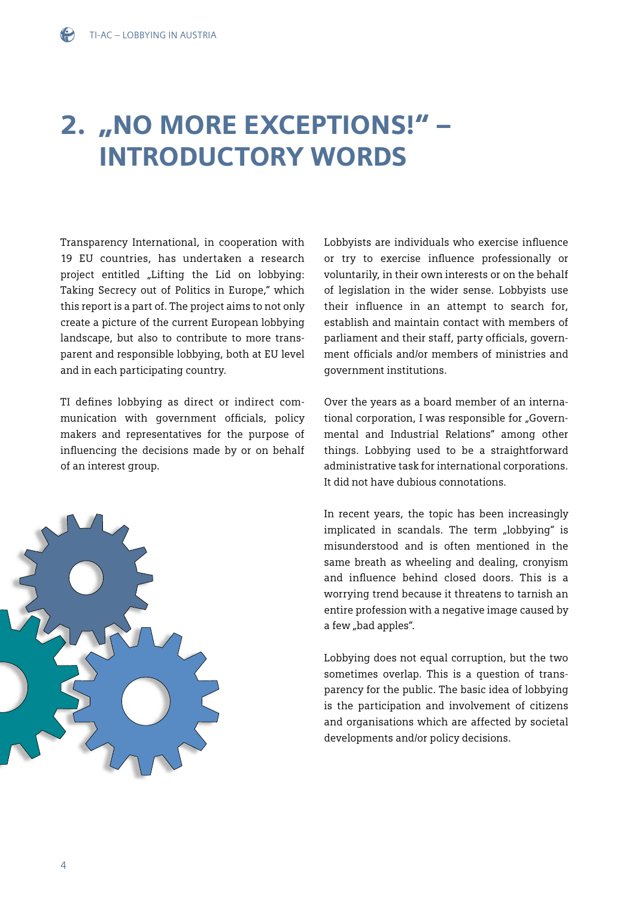# 2. „NO MORE EXCEPTIONS!" – INTRODUCTORY WORDS

Transparency International, in cooperation with 19 EU countries, has undertaken a research project entitled „Lifting the Lid on lobbying: Taking Secrecy out of Politics in Europe," which this report is a part of. The project aims to not only create a picture of the current European lobbying landscape, but also to contribute to more transparent and responsible lobbying, both at EU level and in each participating country.

TI defines lobbying as direct or indirect communication with government officials, policy makers and representatives for the purpose of influencing the decisions made by or on behalf of an interest group.

Lobbyists are individuals who exercise influence or try to exercise influence professionally or voluntarily, in their own interests or on the behalf of legislation in the wider sense. Lobbyists use their influence in an attempt to search for, establish and maintain contact with members of parliament and their staff, party officials, government officials and/or members of ministries and government institutions.

Over the years as a board member of an international corporation, I was responsible for „Governmental and Industrial Relations" among other things. Lobbying used to be a straightforward administrative task for international corporations. It did not have dubious connotations.

In recent years, the topic has been increasingly implicated in scandals. The term „lobbying" is misunderstood and is often mentioned in the same breath as wheeling and dealing, cronyism and influence behind closed doors. This is a worrying trend because it threatens to tarnish an entire profession with a negative image caused by a few „bad apples".

Lobbying does not equal corruption, but the two sometimes overlap. This is a question of transparency for the public. The basic idea of lobbying is the participation and involvement of citizens and organisations which are affected by societal developments and/or policy decisions.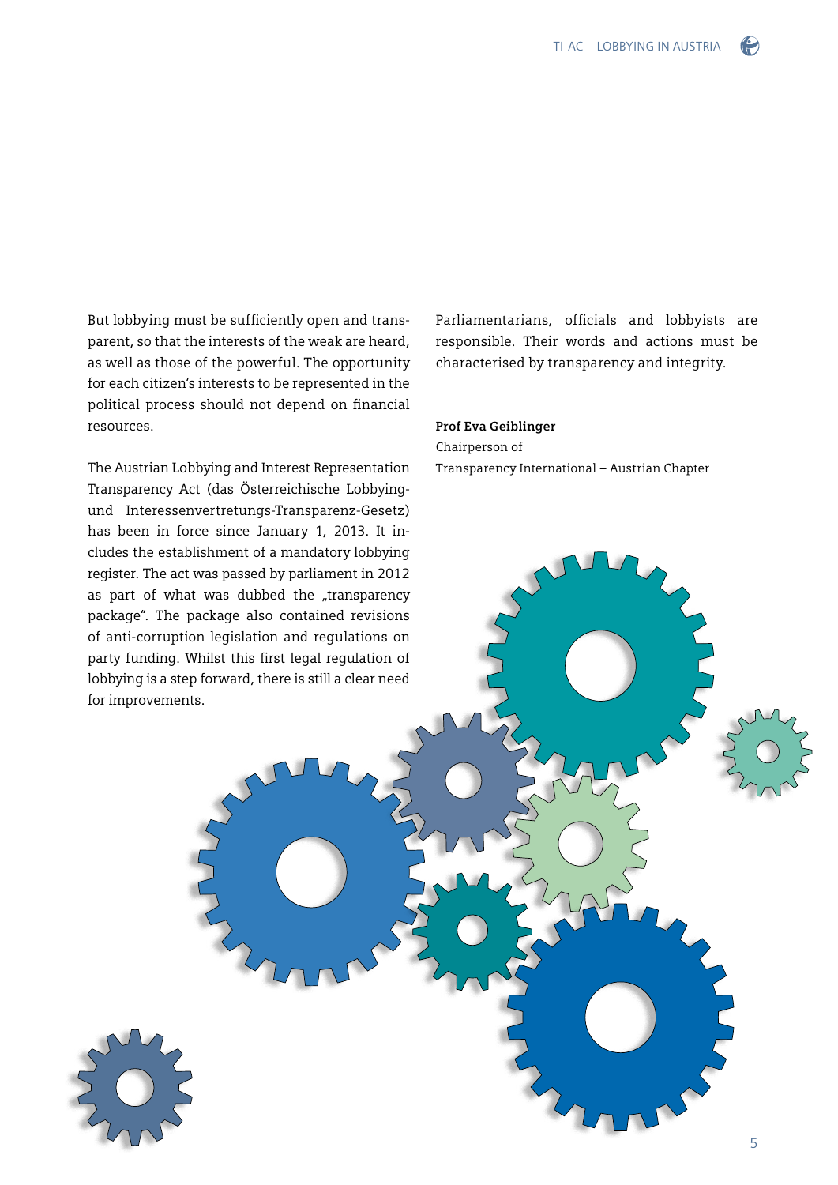But lobbying must be sufficiently open and transparent, so that the interests of the weak are heard, as well as those of the powerful. The opportunity for each citizen's interests to be represented in the political process should not depend on financial resources.

The Austrian Lobbying and Interest Representation Transparency Act (das Österreichische Lobbying- und Interessenvertretungs-Transparenz-Gesetz) has been in force since January 1, 2013. It includes the establishment of a mandatory lobbying register. The act was passed by parliament in 2012 as part of what was dubbed the „transparency package". The package also contained revisions of anti-corruption legislation and regulations on party funding. Whilst this first legal regulation of lobbying is a step forward, there is still a clear need for improvements.

Parliamentarians, officials and lobbyists are responsible. Their words and actions must be characterised by transparency and integrity.

**Prof Eva Geiblinger**
Chairperson of
Transparency International – Austrian Chapter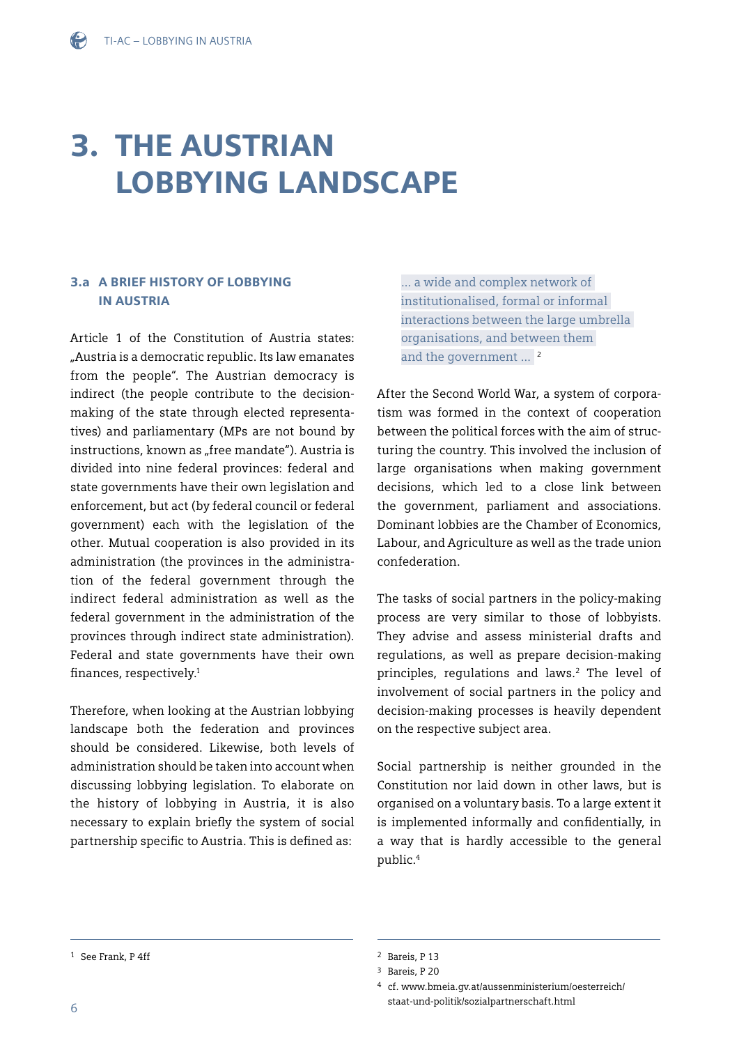# 3. THE AUSTRIAN LOBBYING LANDSCAPE

### 3.a A BRIEF HISTORY OF LOBBYING IN AUSTRIA

Article 1 of the Constitution of Austria states: „Austria is a democratic republic. Its law emanates from the people". The Austrian democracy is indirect (the people contribute to the decision-making of the state through elected representatives) and parliamentary (MPs are not bound by instructions, known as „free mandate"). Austria is divided into nine federal provinces: federal and state governments have their own legislation and enforcement, but act (by federal council or federal government) each with the legislation of the other. Mutual cooperation is also provided in its administration (the provinces in the administration of the federal government through the indirect federal administration as well as the federal government in the administration of the provinces through indirect state administration). Federal and state governments have their own finances, respectively.[1]

Therefore, when looking at the Austrian lobbying landscape both the federation and provinces should be considered. Likewise, both levels of administration should be taken into account when discussing lobbying legislation. To elaborate on the history of lobbying in Austria, it is also necessary to explain briefly the system of social partnership specific to Austria. This is defined as:

> ... a wide and complex network of institutionalised, formal or informal interactions between the large umbrella organisations, and between them and the government ... [2]

After the Second World War, a system of corporatism was formed in the context of cooperation between the political forces with the aim of structuring the country. This involved the inclusion of large organisations when making government decisions, which led to a close link between the government, parliament and associations. Dominant lobbies are the Chamber of Economics, Labour, and Agriculture as well as the trade union confederation.

The tasks of social partners in the policy-making process are very similar to those of lobbyists. They advise and assess ministerial drafts and regulations, as well as prepare decision-making principles, regulations and laws.[2] The level of involvement of social partners in the policy and decision-making processes is heavily dependent on the respective subject area.

Social partnership is neither grounded in the Constitution nor laid down in other laws, but is organised on a voluntary basis. To a large extent it is implemented informally and confidentially, in a way that is hardly accessible to the general public.[4]

---

[1] See Frank, P 4ff

[2] Bareis, P 13

[3] Bareis, P 20

[4] cf. www.bmeia.gv.at/aussenministerium/oesterreich/staat-und-politik/sozialpartnerschaft.html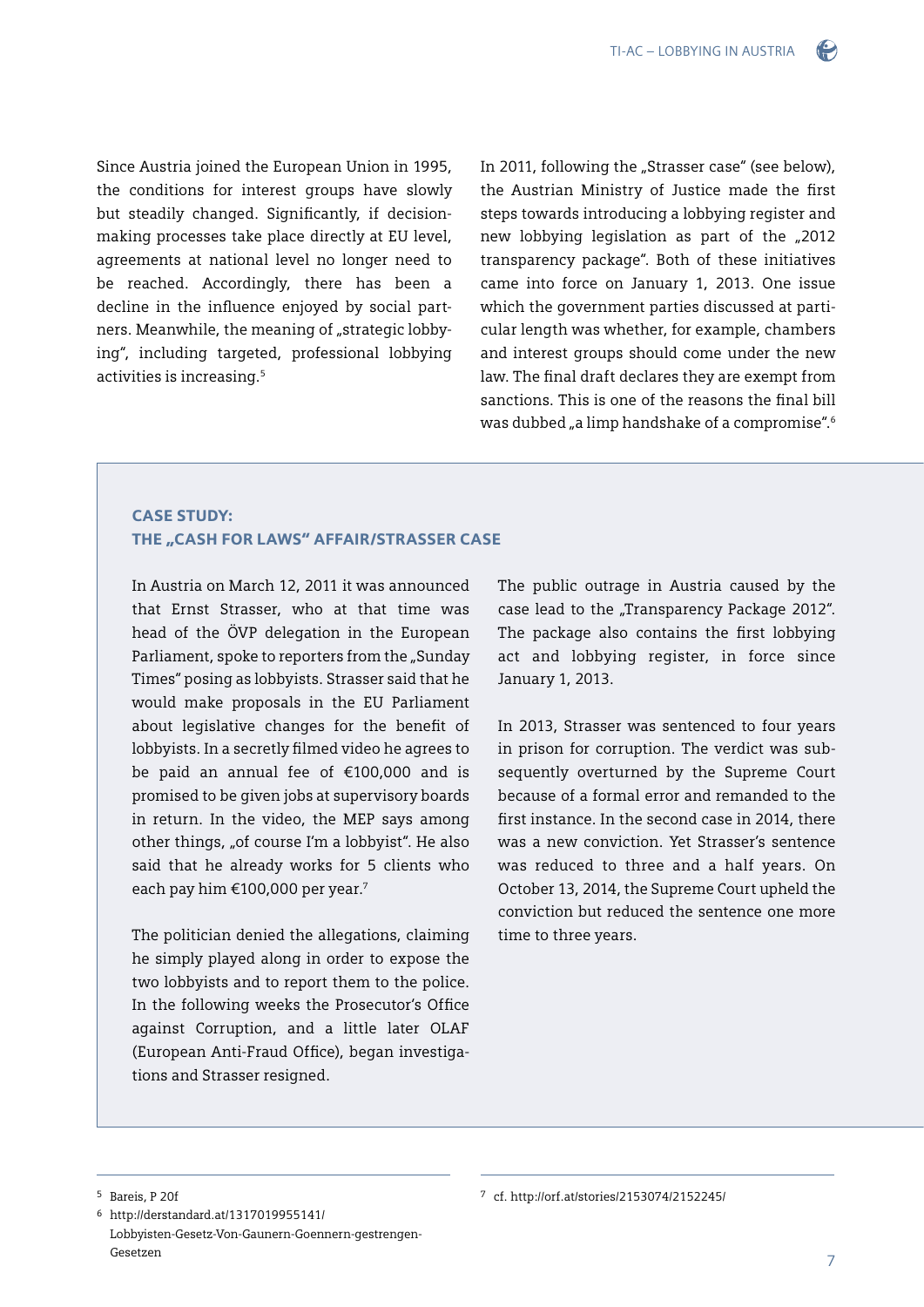Since Austria joined the European Union in 1995, the conditions for interest groups have slowly but steadily changed. Significantly, if decision-making processes take place directly at EU level, agreements at national level no longer need to be reached. Accordingly, there has been a decline in the influence enjoyed by social partners. Meanwhile, the meaning of „strategic lobbying", including targeted, professional lobbying activities is increasing.[5]

In 2011, following the „Strasser case" (see below), the Austrian Ministry of Justice made the first steps towards introducing a lobbying register and new lobbying legislation as part of the „2012 transparency package". Both of these initiatives came into force on January 1, 2013. One issue which the government parties discussed at particular length was whether, for example, chambers and interest groups should come under the new law. The final draft declares they are exempt from sanctions. This is one of the reasons the final bill was dubbed „a limp handshake of a compromise".[6]

### CASE STUDY: THE „CASH FOR LAWS" AFFAIR/STRASSER CASE

In Austria on March 12, 2011 it was announced that Ernst Strasser, who at that time was head of the ÖVP delegation in the European Parliament, spoke to reporters from the „Sunday Times" posing as lobbyists. Strasser said that he would make proposals in the EU Parliament about legislative changes for the benefit of lobbyists. In a secretly filmed video he agrees to be paid an annual fee of €100,000 and is promised to be given jobs at supervisory boards in return. In the video, the MEP says among other things, „of course I'm a lobbyist". He also said that he already works for 5 clients who each pay him €100,000 per year.[7]

The politician denied the allegations, claiming he simply played along in order to expose the two lobbyists and to report them to the police. In the following weeks the Prosecutor's Office against Corruption, and a little later OLAF (European Anti-Fraud Office), began investigations and Strasser resigned.

The public outrage in Austria caused by the case lead to the „Transparency Package 2012". The package also contains the first lobbying act and lobbying register, in force since January 1, 2013.

In 2013, Strasser was sentenced to four years in prison for corruption. The verdict was subsequently overturned by the Supreme Court because of a formal error and remanded to the first instance. In the second case in 2014, there was a new conviction. Yet Strasser's sentence was reduced to three and a half years. On October 13, 2014, the Supreme Court upheld the conviction but reduced the sentence one more time to three years.

---

5 Bareis, P 20f

6 http://derstandard.at/1317019955141/Lobbyisten-Gesetz-Von-Gaunern-Goennern-gestrengen-Gesetzen

7 cf. http://orf.at/stories/2153074/2152245/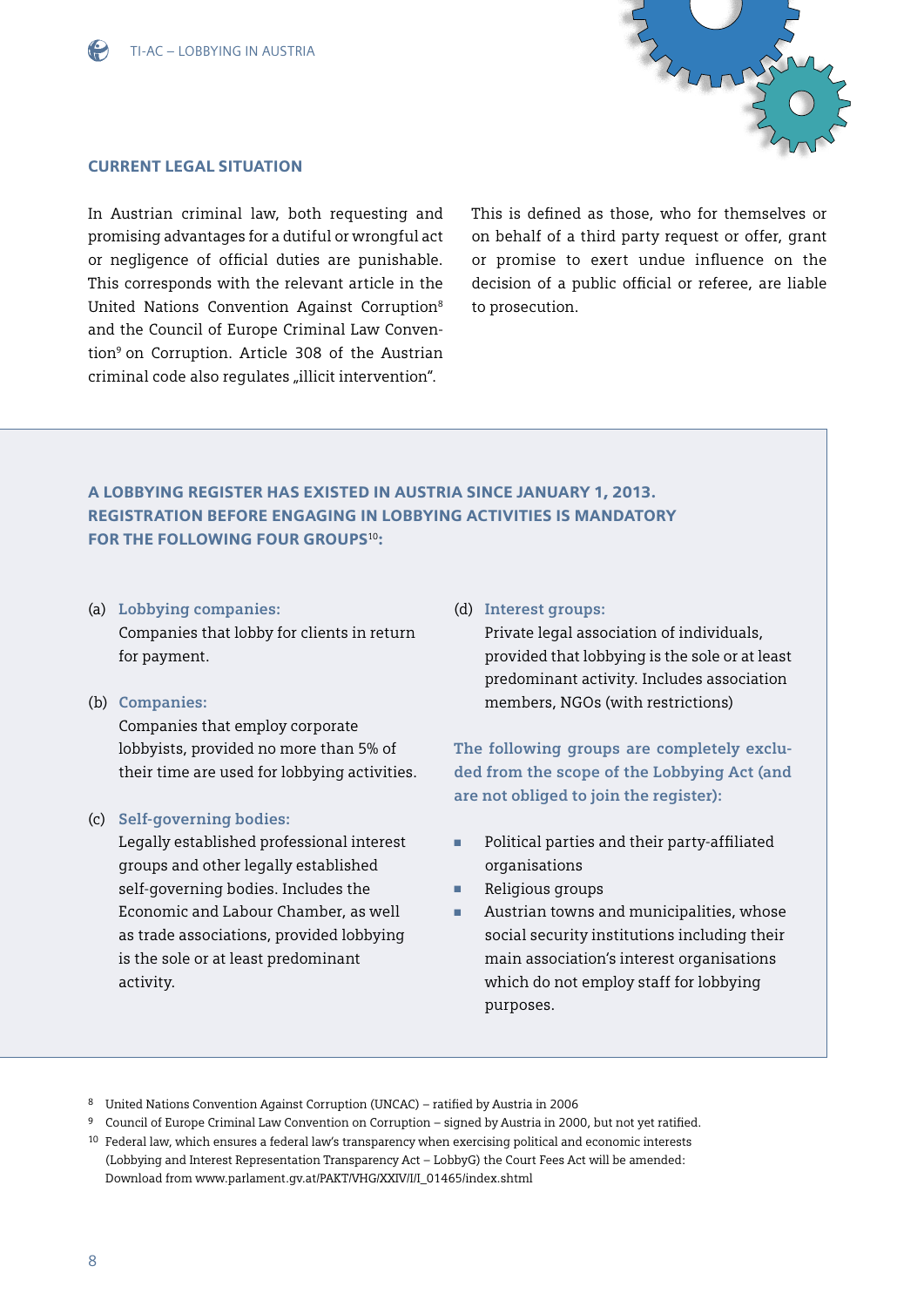## CURRENT LEGAL SITUATION

In Austrian criminal law, both requesting and promising advantages for a dutiful or wrongful act or negligence of official duties are punishable. This corresponds with the relevant article in the United Nations Convention Against Corruption[8] and the Council of Europe Criminal Law Convention[9] on Corruption. Article 308 of the Austrian criminal code also regulates „illicit intervention". This is defined as those, who for themselves or on behalf of a third party request or offer, grant or promise to exert undue influence on the decision of a public official or referee, are liable to prosecution.

### A LOBBYING REGISTER HAS EXISTED IN AUSTRIA SINCE JANUARY 1, 2013. REGISTRATION BEFORE ENGAGING IN LOBBYING ACTIVITIES IS MANDATORY FOR THE FOLLOWING FOUR GROUPS[10]:

(a) **Lobbying companies:**
Companies that lobby for clients in return for payment.

(b) **Companies:**
Companies that employ corporate lobbyists, provided no more than 5% of their time are used for lobbying activities.

(c) **Self-governing bodies:**
Legally established professional interest groups and other legally established self-governing bodies. Includes the Economic and Labour Chamber, as well as trade associations, provided lobbying is the sole or at least predominant activity.

(d) **Interest groups:**
Private legal association of individuals, provided that lobbying is the sole or at least predominant activity. Includes association members, NGOs (with restrictions)

**The following groups are completely excluded from the scope of the Lobbying Act (and are not obliged to join the register):**

- Political parties and their party-affiliated organisations
- Religious groups
- Austrian towns and municipalities, whose social security institutions including their main association's interest organisations which do not employ staff for lobbying purposes.

[8] United Nations Convention Against Corruption (UNCAC) – ratified by Austria in 2006

[9] Council of Europe Criminal Law Convention on Corruption – signed by Austria in 2000, but not yet ratified.

[10] Federal law, which ensures a federal law's transparency when exercising political and economic interests (Lobbying and Interest Representation Transparency Act – LobbyG) the Court Fees Act will be amended: Download from www.parlament.gv.at/PAKT/VHG/XXIV/I/I_01465/index.shtml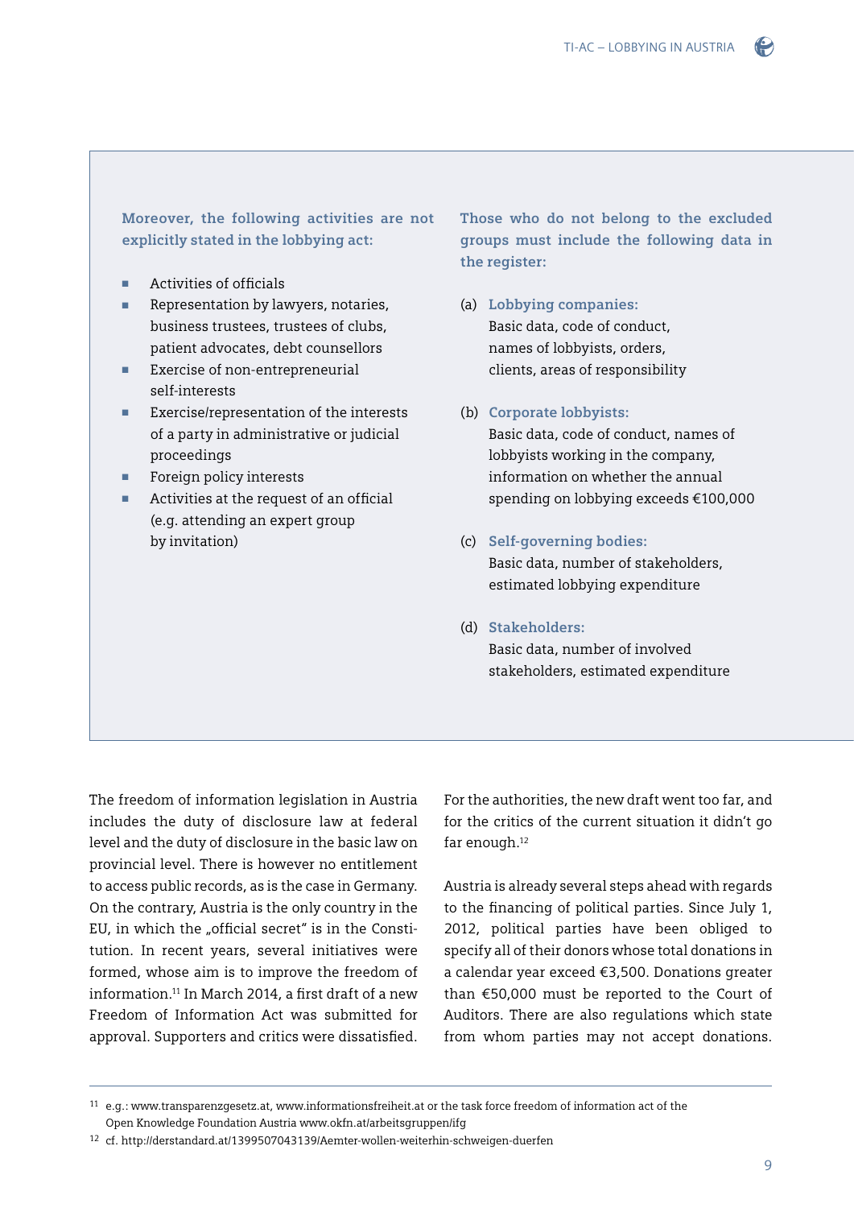**Moreover, the following activities are not explicitly stated in the lobbying act:**

- Activities of officials
- Representation by lawyers, notaries, business trustees, trustees of clubs, patient advocates, debt counsellors
- Exercise of non-entrepreneurial self-interests
- Exercise/representation of the interests of a party in administrative or judicial proceedings
- Foreign policy interests
- Activities at the request of an official (e.g. attending an expert group by invitation)

**Those who do not belong to the excluded groups must include the following data in the register:**

(a) **Lobbying companies:**
Basic data, code of conduct, names of lobbyists, orders, clients, areas of responsibility

(b) **Corporate lobbyists:**
Basic data, code of conduct, names of lobbyists working in the company, information on whether the annual spending on lobbying exceeds €100,000

(c) **Self-governing bodies:**
Basic data, number of stakeholders, estimated lobbying expenditure

(d) **Stakeholders:**
Basic data, number of involved stakeholders, estimated expenditure

The freedom of information legislation in Austria includes the duty of disclosure law at federal level and the duty of disclosure in the basic law on provincial level. There is however no entitlement to access public records, as is the case in Germany. On the contrary, Austria is the only country in the EU, in which the „official secret" is in the Constitution. In recent years, several initiatives were formed, whose aim is to improve the freedom of information.[11] In March 2014, a first draft of a new Freedom of Information Act was submitted for approval. Supporters and critics were dissatisfied. For the authorities, the new draft went too far, and for the critics of the current situation it didn't go far enough.[12]

Austria is already several steps ahead with regards to the financing of political parties. Since July 1, 2012, political parties have been obliged to specify all of their donors whose total donations in a calendar year exceed €3,500. Donations greater than €50,000 must be reported to the Court of Auditors. There are also regulations which state from whom parties may not accept donations.

---

[11] e.g.: www.transparenzgesetz.at, www.informationsfreiheit.at or the task force freedom of information act of the Open Knowledge Foundation Austria www.okfn.at/arbeitsgruppen/ifg

[12] cf. http://derstandard.at/1399507043139/Aemter-wollen-weiterhin-schweigen-duerfen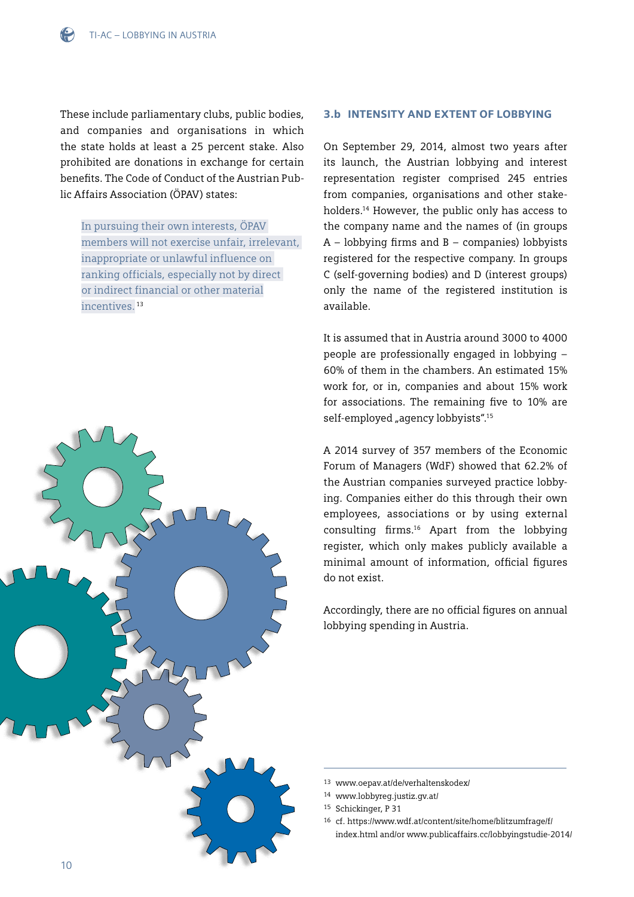These include parliamentary clubs, public bodies, and companies and organisations in which the state holds at least a 25 percent stake. Also prohibited are donations in exchange for certain benefits. The Code of Conduct of the Austrian Public Affairs Association (ÖPAV) states:

> In pursuing their own interests, ÖPAV members will not exercise unfair, irrelevant, inappropriate or unlawful influence on ranking officials, especially not by direct or indirect financial or other material incentives.[13]

### 3.b INTENSITY AND EXTENT OF LOBBYING

On September 29, 2014, almost two years after its launch, the Austrian lobbying and interest representation register comprised 245 entries from companies, organisations and other stakeholders.[14] However, the public only has access to the company name and the names of (in groups A – lobbying firms and B – companies) lobbyists registered for the respective company. In groups C (self-governing bodies) and D (interest groups) only the name of the registered institution is available.

It is assumed that in Austria around 3000 to 4000 people are professionally engaged in lobbying – 60% of them in the chambers. An estimated 15% work for, or in, companies and about 15% work for associations. The remaining five to 10% are self-employed „agency lobbyists".[15]

A 2014 survey of 357 members of the Economic Forum of Managers (WdF) showed that 62.2% of the Austrian companies surveyed practice lobbying. Companies either do this through their own employees, associations or by using external consulting firms.[16] Apart from the lobbying register, which only makes publicly available a minimal amount of information, official figures do not exist.

Accordingly, there are no official figures on annual lobbying spending in Austria.

---

[13] www.oepav.at/de/verhaltenskodex/

[14] www.lobbyreg.justiz.gv.at/

[15] Schickinger, P 31

[16] cf. https://www.wdf.at/content/site/home/blitzumfrage/f/index.html and/or www.publicaffairs.cc/lobbyingstudie-2014/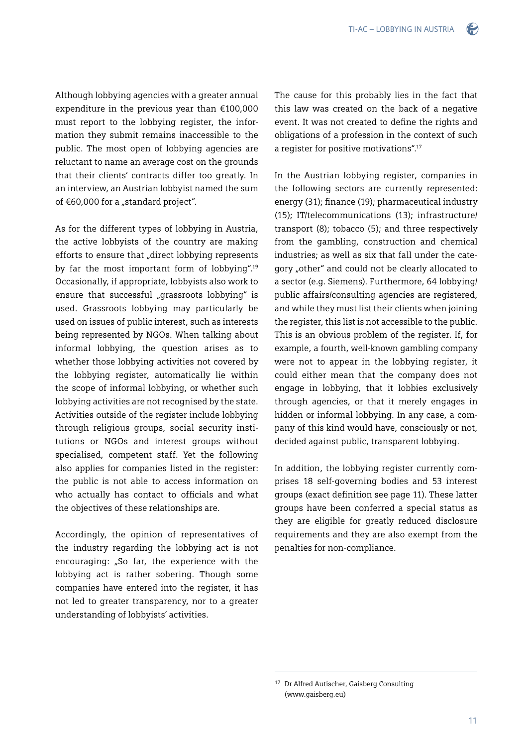Although lobbying agencies with a greater annual expenditure in the previous year than €100,000 must report to the lobbying register, the information they submit remains inaccessible to the public. The most open of lobbying agencies are reluctant to name an average cost on the grounds that their clients' contracts differ too greatly. In an interview, an Austrian lobbyist named the sum of €60,000 for a „standard project".

As for the different types of lobbying in Austria, the active lobbyists of the country are making efforts to ensure that „direct lobbying represents by far the most important form of lobbying".[19] Occasionally, if appropriate, lobbyists also work to ensure that successful „grassroots lobbying" is used. Grassroots lobbying may particularly be used on issues of public interest, such as interests being represented by NGOs. When talking about informal lobbying, the question arises as to whether those lobbying activities not covered by the lobbying register, automatically lie within the scope of informal lobbying, or whether such lobbying activities are not recognised by the state. Activities outside of the register include lobbying through religious groups, social security institutions or NGOs and interest groups without specialised, competent staff. Yet the following also applies for companies listed in the register: the public is not able to access information on who actually has contact to officials and what the objectives of these relationships are.

Accordingly, the opinion of representatives of the industry regarding the lobbying act is not encouraging: „So far, the experience with the lobbying act is rather sobering. Though some companies have entered into the register, it has not led to greater transparency, nor to a greater understanding of lobbyists' activities. The cause for this probably lies in the fact that this law was created on the back of a negative event. It was not created to define the rights and obligations of a profession in the context of such a register for positive motivations".[17]

In the Austrian lobbying register, companies in the following sectors are currently represented: energy (31); finance (19); pharmaceutical industry (15); IT/telecommunications (13); infrastructure/transport (8); tobacco (5); and three respectively from the gambling, construction and chemical industries; as well as six that fall under the category „other" and could not be clearly allocated to a sector (e.g. Siemens). Furthermore, 64 lobbying/public affairs/consulting agencies are registered, and while they must list their clients when joining the register, this list is not accessible to the public. This is an obvious problem of the register. If, for example, a fourth, well-known gambling company were not to appear in the lobbying register, it could either mean that the company does not engage in lobbying, that it lobbies exclusively through agencies, or that it merely engages in hidden or informal lobbying. In any case, a company of this kind would have, consciously or not, decided against public, transparent lobbying.

In addition, the lobbying register currently comprises 18 self-governing bodies and 53 interest groups (exact definition see page 11). These latter groups have been conferred a special status as they are eligible for greatly reduced disclosure requirements and they are also exempt from the penalties for non-compliance.

---

[17] Dr Alfred Autischer, Gaisberg Consulting (www.gaisberg.eu)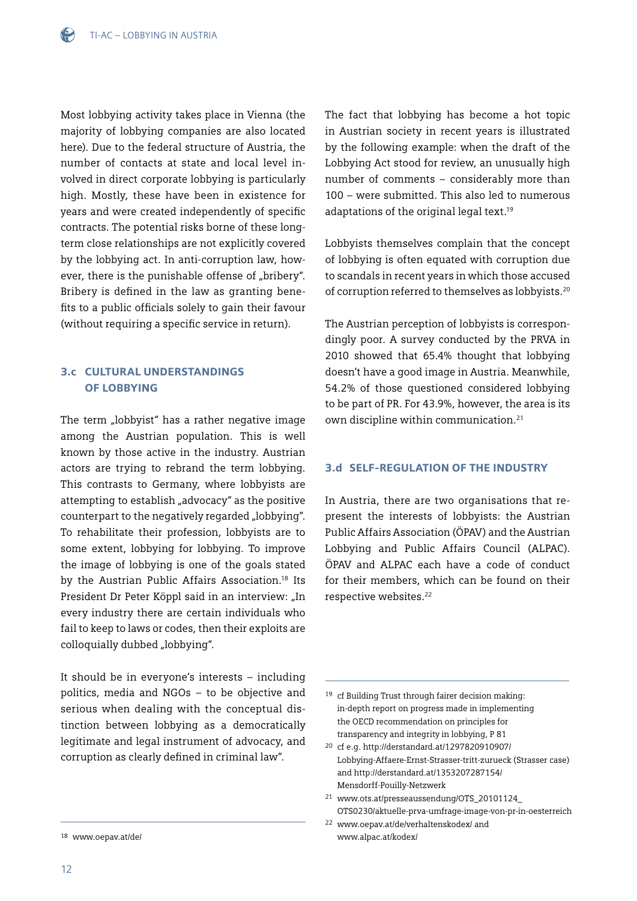Most lobbying activity takes place in Vienna (the majority of lobbying companies are also located here). Due to the federal structure of Austria, the number of contacts at state and local level involved in direct corporate lobbying is particularly high. Mostly, these have been in existence for years and were created independently of specific contracts. The potential risks borne of these long-term close relationships are not explicitly covered by the lobbying act. In anti-corruption law, however, there is the punishable offense of „bribery". Bribery is defined in the law as granting benefits to a public officials solely to gain their favour (without requiring a specific service in return).

### 3.c CULTURAL UNDERSTANDINGS OF LOBBYING

The term „lobbyist" has a rather negative image among the Austrian population. This is well known by those active in the industry. Austrian actors are trying to rebrand the term lobbying. This contrasts to Germany, where lobbyists are attempting to establish „advocacy" as the positive counterpart to the negatively regarded „lobbying". To rehabilitate their profession, lobbyists are to some extent, lobbying for lobbying. To improve the image of lobbying is one of the goals stated by the Austrian Public Affairs Association.[18] Its President Dr Peter Köppl said in an interview: „In every industry there are certain individuals who fail to keep to laws or codes, then their exploits are colloquially dubbed „lobbying".

It should be in everyone's interests – including politics, media and NGOs – to be objective and serious when dealing with the conceptual distinction between lobbying as a democratically legitimate and legal instrument of advocacy, and corruption as clearly defined in criminal law".

The fact that lobbying has become a hot topic in Austrian society in recent years is illustrated by the following example: when the draft of the Lobbying Act stood for review, an unusually high number of comments – considerably more than 100 – were submitted. This also led to numerous adaptations of the original legal text.[19]

Lobbyists themselves complain that the concept of lobbying is often equated with corruption due to scandals in recent years in which those accused of corruption referred to themselves as lobbyists.[20]

The Austrian perception of lobbyists is correspondingly poor. A survey conducted by the PRVA in 2010 showed that 65.4% thought that lobbying doesn't have a good image in Austria. Meanwhile, 54.2% of those questioned considered lobbying to be part of PR. For 43.9%, however, the area is its own discipline within communication.[21]

### 3.d SELF-REGULATION OF THE INDUSTRY

In Austria, there are two organisations that represent the interests of lobbyists: the Austrian Public Affairs Association (ÖPAV) and the Austrian Lobbying and Public Affairs Council (ALPAC). ÖPAV and ALPAC each have a code of conduct for their members, which can be found on their respective websites.[22]

---

18 www.oepav.at/de/

19 cf Building Trust through fairer decision making: in-depth report on progress made in implementing the OECD recommendation on principles for transparency and integrity in lobbying, P 81

20 cf e.g. http://derstandard.at/1297820910907/Lobbying-Affaere-Ernst-Strasser-tritt-zurueck (Strasser case) and http://derstandard.at/1353207287154/Mensdorff-Pouilly-Netzwerk

21 www.ots.at/presseaussendung/OTS_20101124_OTS0230/aktuelle-prva-umfrage-image-von-pr-in-oesterreich

22 www.oepav.at/de/verhaltenskodex/ and www.alpac.at/kodex/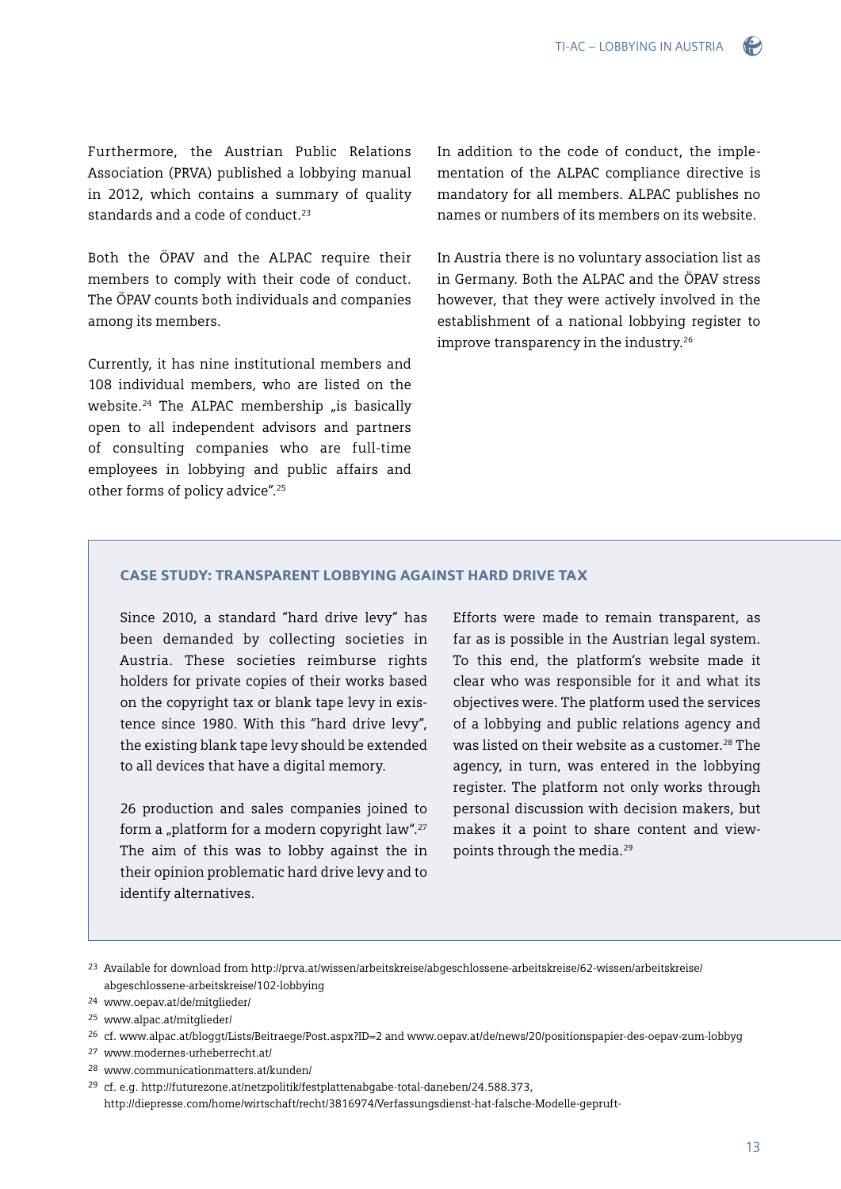Furthermore, the Austrian Public Relations Association (PRVA) published a lobbying manual in 2012, which contains a summary of quality standards and a code of conduct.[23]

Both the ÖPAV and the ALPAC require their members to comply with their code of conduct. The ÖPAV counts both individuals and companies among its members.

Currently, it has nine institutional members and 108 individual members, who are listed on the website.[24] The ALPAC membership „is basically open to all independent advisors and partners of consulting companies who are full-time employees in lobbying and public affairs and other forms of policy advice".[25]

In addition to the code of conduct, the implementation of the ALPAC compliance directive is mandatory for all members. ALPAC publishes no names or numbers of its members on its website.

In Austria there is no voluntary association list as in Germany. Both the ALPAC and the ÖPAV stress however, that they were actively involved in the establishment of a national lobbying register to improve transparency in the industry.[26]

### CASE STUDY: TRANSPARENT LOBBYING AGAINST HARD DRIVE TAX

Since 2010, a standard "hard drive levy" has been demanded by collecting societies in Austria. These societies reimburse rights holders for private copies of their works based on the copyright tax or blank tape levy in existence since 1980. With this "hard drive levy", the existing blank tape levy should be extended to all devices that have a digital memory.

26 production and sales companies joined to form a „platform for a modern copyright law".[27] The aim of this was to lobby against the in their opinion problematic hard drive levy and to identify alternatives.

Efforts were made to remain transparent, as far as is possible in the Austrian legal system. To this end, the platform's website made it clear who was responsible for it and what its objectives were. The platform used the services of a lobbying and public relations agency and was listed on their website as a customer.[28] The agency, in turn, was entered in the lobbying register. The platform not only works through personal discussion with decision makers, but makes it a point to share content and viewpoints through the media.[29]

---

23 Available for download from http://prva.at/wissen/arbeitskreise/abgeschlossene-arbeitskreise/62-wissen/arbeitskreise/abgeschlossene-arbeitskreise/102-lobbying

24 www.oepav.at/de/mitglieder/

25 www.alpac.at/mitglieder/

26 cf. www.alpac.at/bloggt/Lists/Beitraege/Post.aspx?ID=2 and www.oepav.at/de/news/20/positionspapier-des-oepav-zum-lobbyg

27 www.modernes-urheberrecht.at/

28 www.communicationmatters.at/kunden/

29 cf. e.g. http://futurezone.at/netzpolitik/festplattenabgabe-total-daneben/24.588.373, http://diepresse.com/home/wirtschaft/recht/3816974/Verfassungsdienst-hat-falsche-Modelle-gepruft-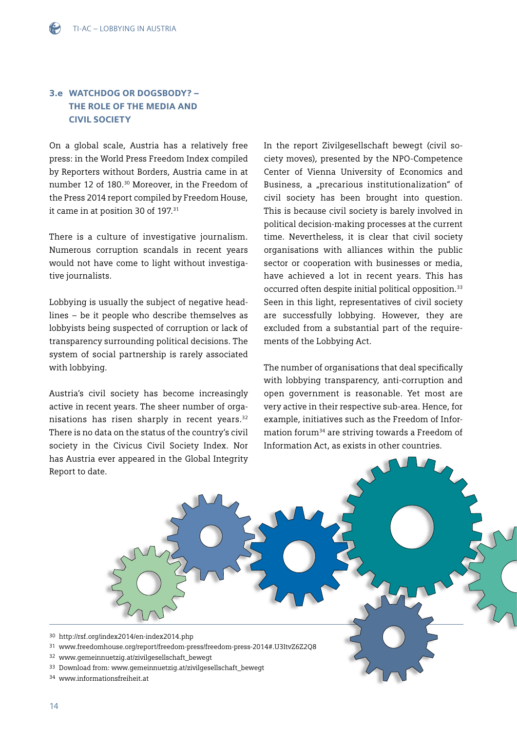## 3.e WATCHDOG OR DOGSBODY? – THE ROLE OF THE MEDIA AND CIVIL SOCIETY

On a global scale, Austria has a relatively free press: in the World Press Freedom Index compiled by Reporters without Borders, Austria came in at number 12 of 180.[30] Moreover, in the Freedom of the Press 2014 report compiled by Freedom House, it came in at position 30 of 197.[31]

There is a culture of investigative journalism. Numerous corruption scandals in recent years would not have come to light without investigative journalists.

Lobbying is usually the subject of negative headlines – be it people who describe themselves as lobbyists being suspected of corruption or lack of transparency surrounding political decisions. The system of social partnership is rarely associated with lobbying.

Austria's civil society has become increasingly active in recent years. The sheer number of organisations has risen sharply in recent years.[32] There is no data on the status of the country's civil society in the Civicus Civil Society Index. Nor has Austria ever appeared in the Global Integrity Report to date.

In the report Zivilgesellschaft bewegt (civil society moves), presented by the NPO-Competence Center of Vienna University of Economics and Business, a „precarious institutionalization" of civil society has been brought into question. This is because civil society is barely involved in political decision-making processes at the current time. Nevertheless, it is clear that civil society organisations with alliances within the public sector or cooperation with businesses or media, have achieved a lot in recent years. This has occurred often despite initial political opposition.[33] Seen in this light, representatives of civil society are successfully lobbying. However, they are excluded from a substantial part of the requirements of the Lobbying Act.

The number of organisations that deal specifically with lobbying transparency, anti-corruption and open government is reasonable. Yet most are very active in their respective sub-area. Hence, for example, initiatives such as the Freedom of Information forum[34] are striving towards a Freedom of Information Act, as exists in other countries.

---

[30] http://rsf.org/index2014/en-index2014.php
[31] www.freedomhouse.org/report/freedom-press/freedom-press-2014#.U3ItvZ6Z2Q8
[32] www.gemeinnuetzig.at/zivilgesellschaft_bewegt
[33] Download from: www.gemeinnuetzig.at/zivilgesellschaft_bewegt
[34] www.informationsfreiheit.at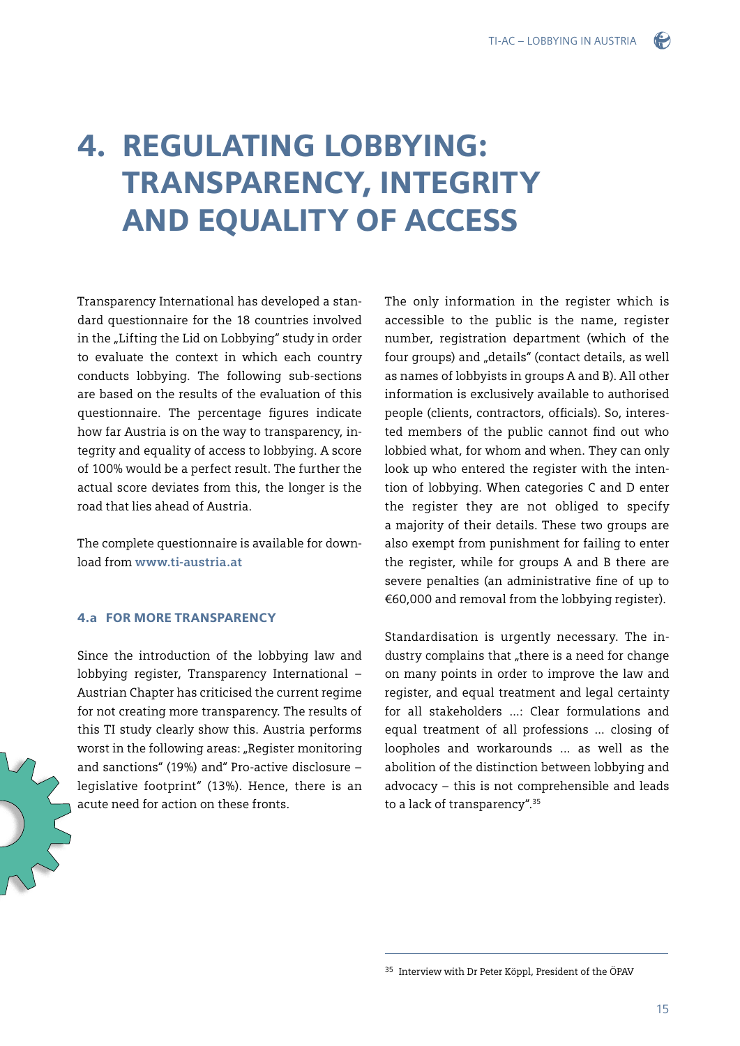# 4. REGULATING LOBBYING: TRANSPARENCY, INTEGRITY AND EQUALITY OF ACCESS

Transparency International has developed a standard questionnaire for the 18 countries involved in the „Lifting the Lid on Lobbying" study in order to evaluate the context in which each country conducts lobbying. The following sub-sections are based on the results of the evaluation of this questionnaire. The percentage figures indicate how far Austria is on the way to transparency, integrity and equality of access to lobbying. A score of 100% would be a perfect result. The further the actual score deviates from this, the longer is the road that lies ahead of Austria.

The complete questionnaire is available for download from **www.ti-austria.at**

### 4.a FOR MORE TRANSPARENCY

Since the introduction of the lobbying law and lobbying register, Transparency International – Austrian Chapter has criticised the current regime for not creating more transparency. The results of this TI study clearly show this. Austria performs worst in the following areas: „Register monitoring and sanctions" (19%) and" Pro-active disclosure – legislative footprint" (13%). Hence, there is an acute need for action on these fronts.

The only information in the register which is accessible to the public is the name, register number, registration department (which of the four groups) and „details" (contact details, as well as names of lobbyists in groups A and B). All other information is exclusively available to authorised people (clients, contractors, officials). So, interested members of the public cannot find out who lobbied what, for whom and when. They can only look up who entered the register with the intention of lobbying. When categories C and D enter the register they are not obliged to specify a majority of their details. These two groups are also exempt from punishment for failing to enter the register, while for groups A and B there are severe penalties (an administrative fine of up to €60,000 and removal from the lobbying register).

Standardisation is urgently necessary. The industry complains that „there is a need for change on many points in order to improve the law and register, and equal treatment and legal certainty for all stakeholders ...: Clear formulations and equal treatment of all professions ... closing of loopholes and workarounds ... as well as the abolition of the distinction between lobbying and advocacy – this is not comprehensible and leads to a lack of transparency".[35]

[35] Interview with Dr Peter Köppl, President of the ÖPAV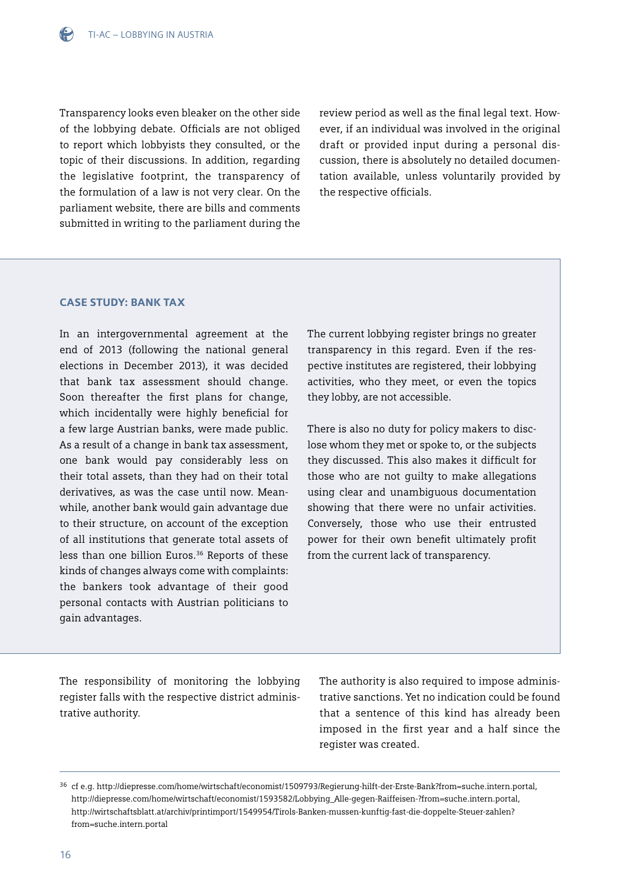Transparency looks even bleaker on the other side of the lobbying debate. Officials are not obliged to report which lobbyists they consulted, or the topic of their discussions. In addition, regarding the legislative footprint, the transparency of the formulation of a law is not very clear. On the parliament website, there are bills and comments submitted in writing to the parliament during the review period as well as the final legal text. However, if an individual was involved in the original draft or provided input during a personal discussion, there is absolutely no detailed documentation available, unless voluntarily provided by the respective officials.

### CASE STUDY: BANK TAX

In an intergovernmental agreement at the end of 2013 (following the national general elections in December 2013), it was decided that bank tax assessment should change. Soon thereafter the first plans for change, which incidentally were highly beneficial for a few large Austrian banks, were made public. As a result of a change in bank tax assessment, one bank would pay considerably less on their total assets, than they had on their total derivatives, as was the case until now. Meanwhile, another bank would gain advantage due to their structure, on account of the exception of all institutions that generate total assets of less than one billion Euros.[36] Reports of these kinds of changes always come with complaints: the bankers took advantage of their good personal contacts with Austrian politicians to gain advantages.

The current lobbying register brings no greater transparency in this regard. Even if the respective institutes are registered, their lobbying activities, who they meet, or even the topics they lobby, are not accessible.

There is also no duty for policy makers to disclose whom they met or spoke to, or the subjects they discussed. This also makes it difficult for those who are not guilty to make allegations using clear and unambiguous documentation showing that there were no unfair activities. Conversely, those who use their entrusted power for their own benefit ultimately profit from the current lack of transparency.

The responsibility of monitoring the lobbying register falls with the respective district administrative authority.

The authority is also required to impose administrative sanctions. Yet no indication could be found that a sentence of this kind has already been imposed in the first year and a half since the register was created.

[36] cf e.g. http://diepresse.com/home/wirtschaft/economist/1509793/Regierung-hilft-der-Erste-Bank?from=suche.intern.portal, http://diepresse.com/home/wirtschaft/economist/1593582/Lobbying_Alle-gegen-Raiffeisen-?from=suche.intern.portal, http://wirtschaftsblatt.at/archiv/printimport/1549954/Tirols-Banken-mussen-kunftig-fast-die-doppelte-Steuer-zahlen?from=suche.intern.portal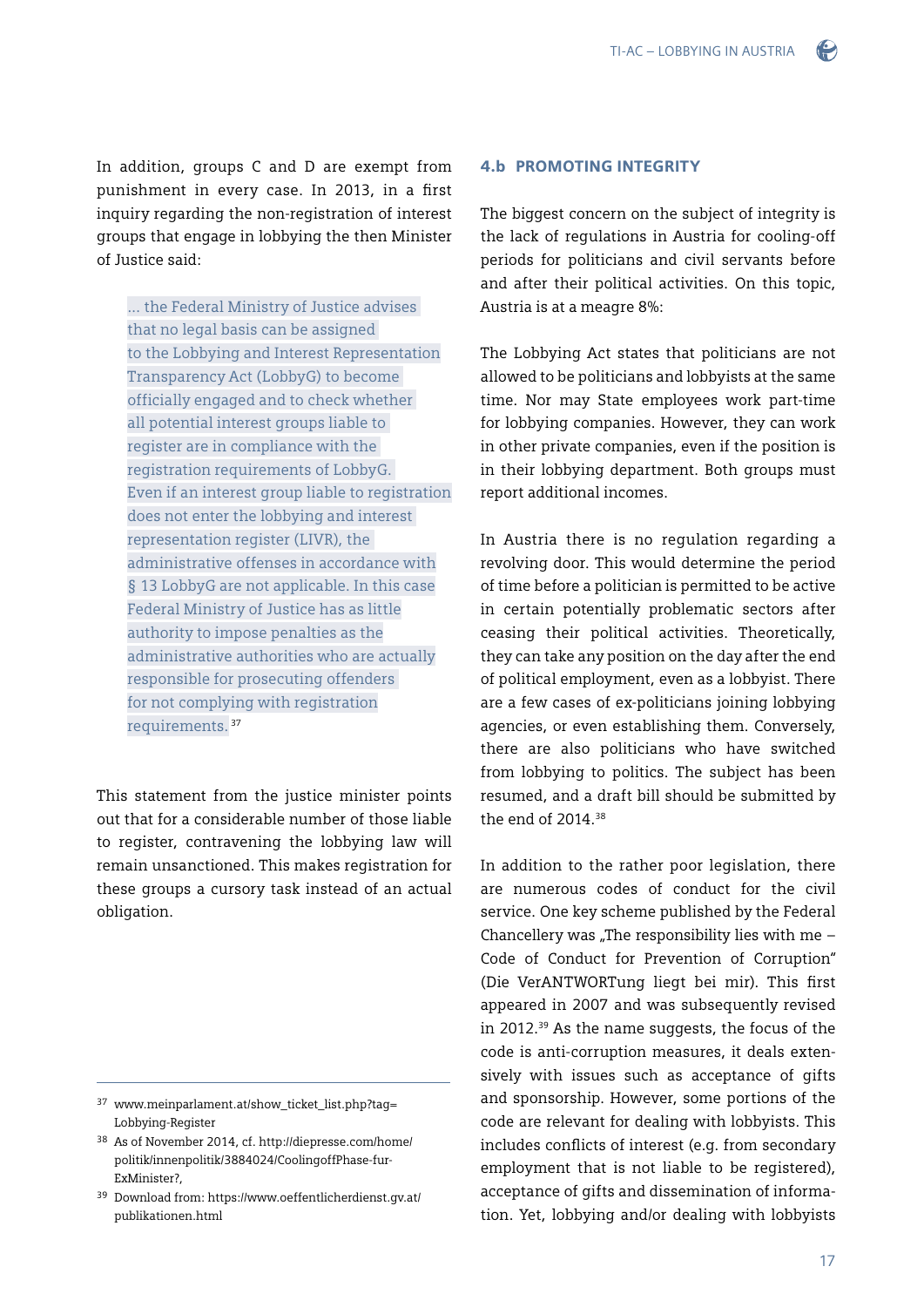In addition, groups C and D are exempt from punishment in every case. In 2013, in a first inquiry regarding the non-registration of interest groups that engage in lobbying the then Minister of Justice said:

> ... the Federal Ministry of Justice advises that no legal basis can be assigned to the Lobbying and Interest Representation Transparency Act (LobbyG) to become officially engaged and to check whether all potential interest groups liable to register are in compliance with the registration requirements of LobbyG. Even if an interest group liable to registration does not enter the lobbying and interest representation register (LIVR), the administrative offenses in accordance with § 13 LobbyG are not applicable. In this case Federal Ministry of Justice has as little authority to impose penalties as the administrative authorities who are actually responsible for prosecuting offenders for not complying with registration requirements.[37]

This statement from the justice minister points out that for a considerable number of those liable to register, contravening the lobbying law will remain unsanctioned. This makes registration for these groups a cursory task instead of an actual obligation.

### 4.b PROMOTING INTEGRITY

The biggest concern on the subject of integrity is the lack of regulations in Austria for cooling-off periods for politicians and civil servants before and after their political activities. On this topic, Austria is at a meagre 8%:

The Lobbying Act states that politicians are not allowed to be politicians and lobbyists at the same time. Nor may State employees work part-time for lobbying companies. However, they can work in other private companies, even if the position is in their lobbying department. Both groups must report additional incomes.

In Austria there is no regulation regarding a revolving door. This would determine the period of time before a politician is permitted to be active in certain potentially problematic sectors after ceasing their political activities. Theoretically, they can take any position on the day after the end of political employment, even as a lobbyist. There are a few cases of ex-politicians joining lobbying agencies, or even establishing them. Conversely, there are also politicians who have switched from lobbying to politics. The subject has been resumed, and a draft bill should be submitted by the end of 2014.[38]

In addition to the rather poor legislation, there are numerous codes of conduct for the civil service. One key scheme published by the Federal Chancellery was „The responsibility lies with me – Code of Conduct for Prevention of Corruption" (Die VerANTWORTung liegt bei mir). This first appeared in 2007 and was subsequently revised in 2012.[39] As the name suggests, the focus of the code is anti-corruption measures, it deals extensively with issues such as acceptance of gifts and sponsorship. However, some portions of the code are relevant for dealing with lobbyists. This includes conflicts of interest (e.g. from secondary employment that is not liable to be registered), acceptance of gifts and dissemination of information. Yet, lobbying and/or dealing with lobbyists

---

[37] www.meinparlament.at/show_ticket_list.php?tag=Lobbying-Register

[38] As of November 2014, cf. http://diepresse.com/home/politik/innenpolitik/3884024/CoolingoffPhase-fur-ExMinister?,

[39] Download from: https://www.oeffentlicherdienst.gv.at/publikationen.html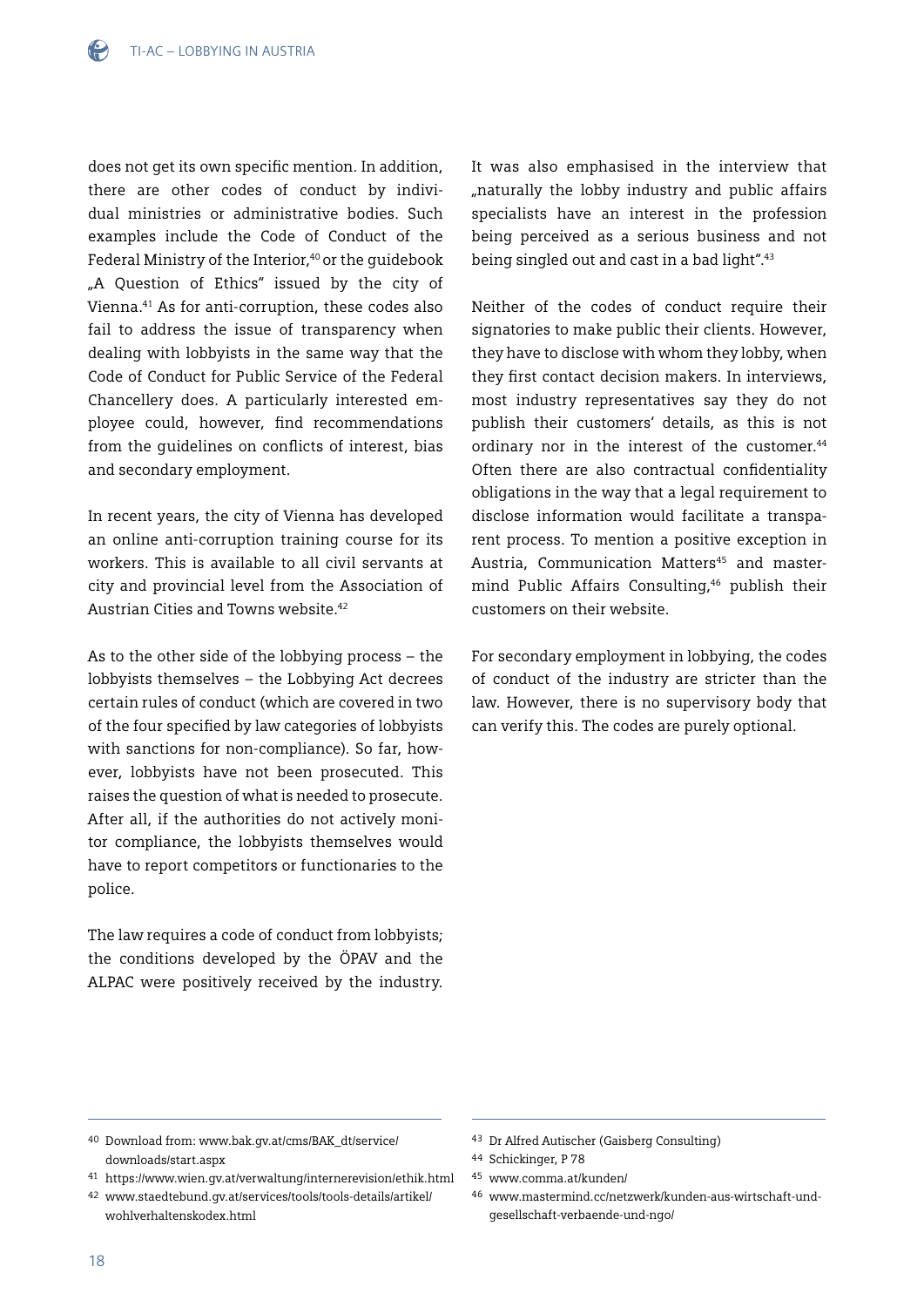does not get its own specific mention. In addition, there are other codes of conduct by individual ministries or administrative bodies. Such examples include the Code of Conduct of the Federal Ministry of the Interior,[40] or the guidebook „A Question of Ethics" issued by the city of Vienna.[41] As for anti-corruption, these codes also fail to address the issue of transparency when dealing with lobbyists in the same way that the Code of Conduct for Public Service of the Federal Chancellery does. A particularly interested employee could, however, find recommendations from the guidelines on conflicts of interest, bias and secondary employment.

In recent years, the city of Vienna has developed an online anti-corruption training course for its workers. This is available to all civil servants at city and provincial level from the Association of Austrian Cities and Towns website.[42]

As to the other side of the lobbying process – the lobbyists themselves – the Lobbying Act decrees certain rules of conduct (which are covered in two of the four specified by law categories of lobbyists with sanctions for non-compliance). So far, however, lobbyists have not been prosecuted. This raises the question of what is needed to prosecute. After all, if the authorities do not actively monitor compliance, the lobbyists themselves would have to report competitors or functionaries to the police.

The law requires a code of conduct from lobbyists; the conditions developed by the ÖPAV and the ALPAC were positively received by the industry. It was also emphasised in the interview that „naturally the lobby industry and public affairs specialists have an interest in the profession being perceived as a serious business and not being singled out and cast in a bad light".[43]

Neither of the codes of conduct require their signatories to make public their clients. However, they have to disclose with whom they lobby, when they first contact decision makers. In interviews, most industry representatives say they do not publish their customers' details, as this is not ordinary nor in the interest of the customer.[44] Often there are also contractual confidentiality obligations in the way that a legal requirement to disclose information would facilitate a transparent process. To mention a positive exception in Austria, Communication Matters[45] and mastermind Public Affairs Consulting,[46] publish their customers on their website.

For secondary employment in lobbying, the codes of conduct of the industry are stricter than the law. However, there is no supervisory body that can verify this. The codes are purely optional.

---

40 Download from: www.bak.gv.at/cms/BAK_dt/service/downloads/start.aspx

41 https://www.wien.gv.at/verwaltung/internerevision/ethik.html

42 www.staedtebund.gv.at/services/tools/tools-details/artikel/wohlverhaltenskodex.html

43 Dr Alfred Autischer (Gaisberg Consulting)

44 Schickinger, P 78

45 www.comma.at/kunden/

46 www.mastermind.cc/netzwerk/kunden-aus-wirtschaft-und-gesellschaft-verbaende-und-ngo/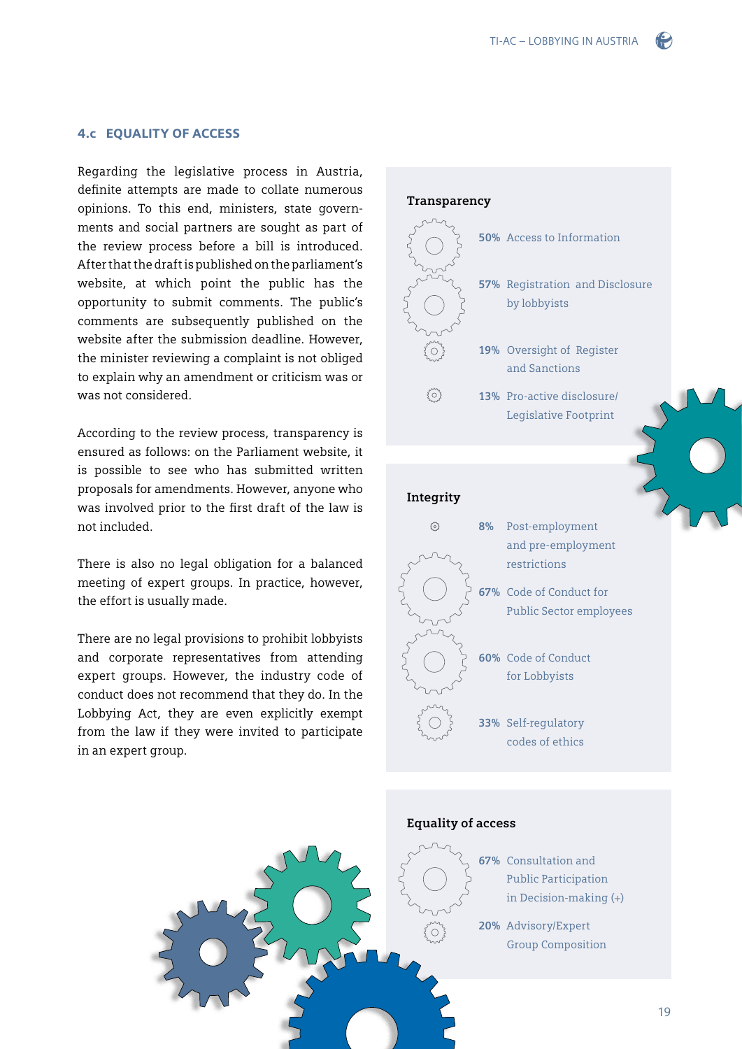### 4.c EQUALITY OF ACCESS

Regarding the legislative process in Austria, definite attempts are made to collate numerous opinions. To this end, ministers, state governments and social partners are sought as part of the review process before a bill is introduced. After that the draft is published on the parliament's website, at which point the public has the opportunity to submit comments. The public's comments are subsequently published on the website after the submission deadline. However, the minister reviewing a complaint is not obliged to explain why an amendment or criticism was or was not considered.

According to the review process, transparency is ensured as follows: on the Parliament website, it is possible to see who has submitted written proposals for amendments. However, anyone who was involved prior to the first draft of the law is not included.

There is also no legal obligation for a balanced meeting of expert groups. In practice, however, the effort is usually made.

There are no legal provisions to prohibit lobbyists and corporate representatives from attending expert groups. However, the industry code of conduct does not recommend that they do. In the Lobbying Act, they are even explicitly exempt from the law if they were invited to participate in an expert group.

**Transparency**

- **50%** Access to Information
- **57%** Registration and Disclosure by lobbyists
- **19%** Oversight of Register and Sanctions
- **13%** Pro-active disclosure/ Legislative Footprint

**Integrity**

- **8%** Post-employment and pre-employment restrictions
- **67%** Code of Conduct for Public Sector employees
- **60%** Code of Conduct for Lobbyists
- **33%** Self-regulatory codes of ethics

**Equality of access**

- **67%** Consultation and Public Participation in Decision-making (+)
- **20%** Advisory/Expert Group Composition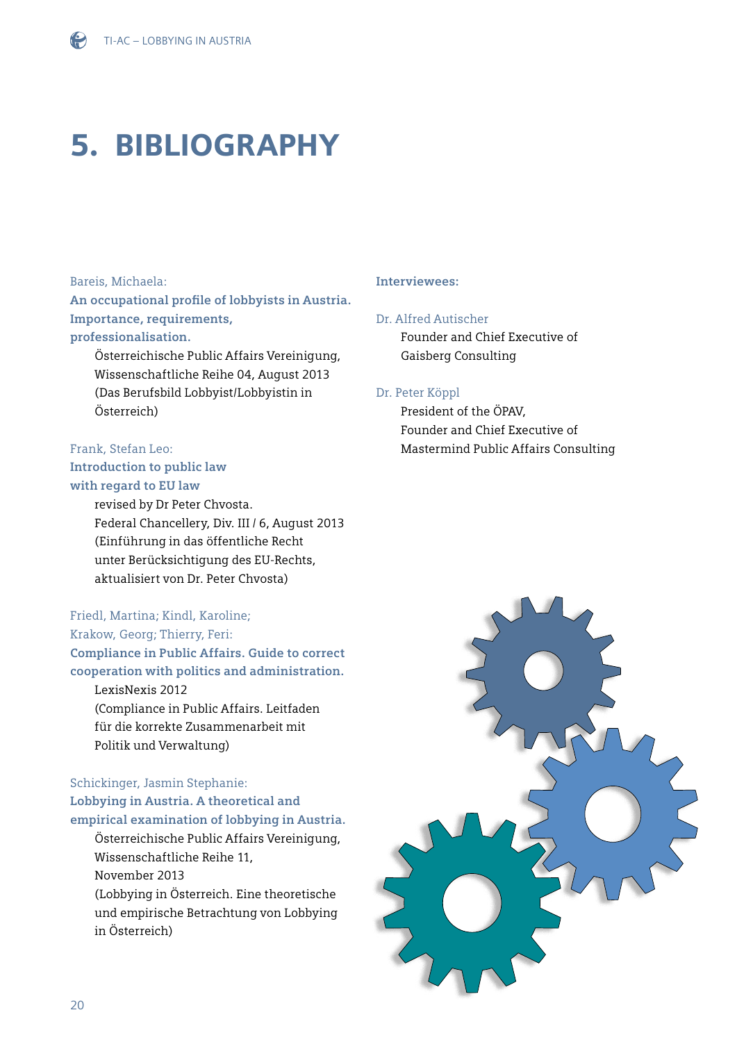# 5. BIBLIOGRAPHY

Bareis, Michaela:
**An occupational profile of lobbyists in Austria. Importance, requirements, professionalisation.**
Österreichische Public Affairs Vereinigung, Wissenschaftliche Reihe 04, August 2013
(Das Berufsbild Lobbyist/Lobbyistin in Österreich)

Frank, Stefan Leo:
**Introduction to public law with regard to EU law**
revised by Dr Peter Chvosta.
Federal Chancellery, Div. III / 6, August 2013
(Einführung in das öffentliche Recht unter Berücksichtigung des EU-Rechts, aktualisiert von Dr. Peter Chvosta)

Friedl, Martina; Kindl, Karoline; Krakow, Georg; Thierry, Feri:
**Compliance in Public Affairs. Guide to correct cooperation with politics and administration.**
LexisNexis 2012
(Compliance in Public Affairs. Leitfaden für die korrekte Zusammenarbeit mit Politik und Verwaltung)

Schickinger, Jasmin Stephanie:
**Lobbying in Austria. A theoretical and empirical examination of lobbying in Austria.**
Österreichische Public Affairs Vereinigung, Wissenschaftliche Reihe 11, November 2013
(Lobbying in Österreich. Eine theoretische und empirische Betrachtung von Lobbying in Österreich)

**Interviewees:**

Dr. Alfred Autischer
Founder and Chief Executive of Gaisberg Consulting

Dr. Peter Köppl
President of the ÖPAV,
Founder and Chief Executive of Mastermind Public Affairs Consulting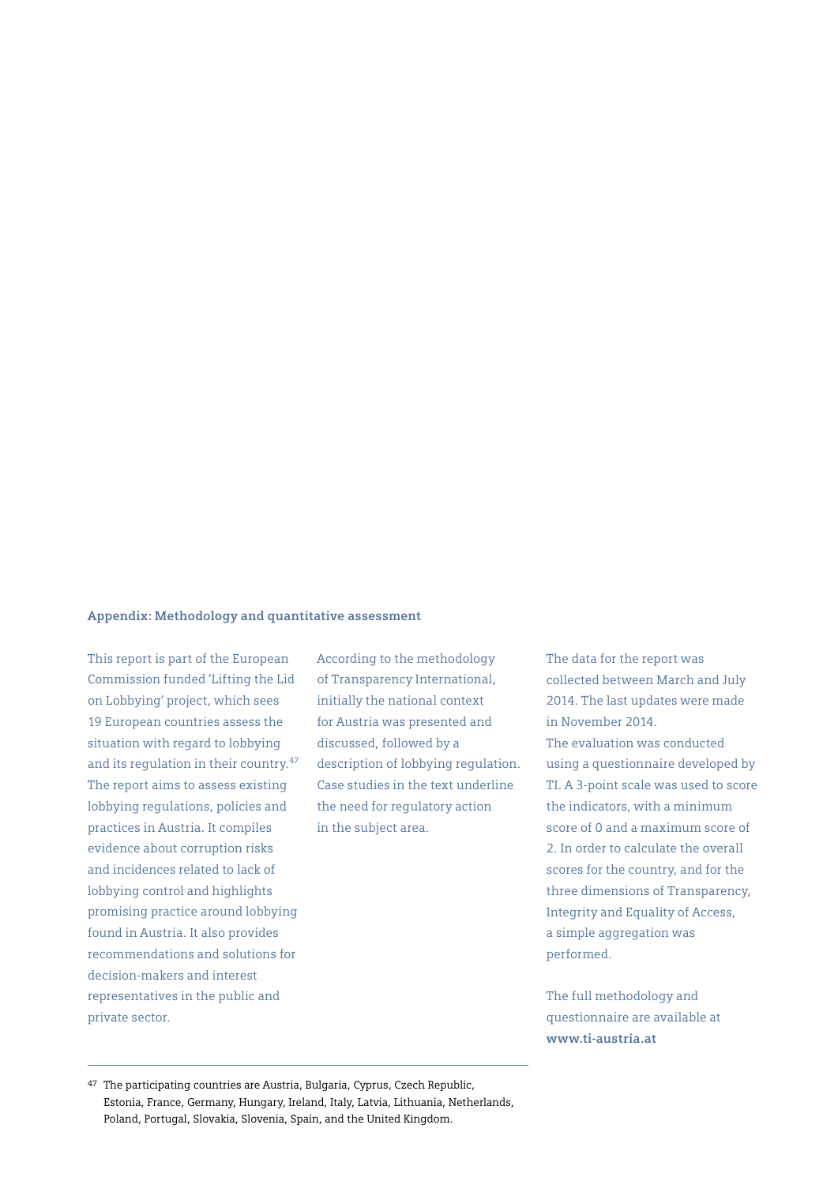### Appendix: Methodology and quantitative assessment

This report is part of the European Commission funded 'Lifting the Lid on Lobbying' project, which sees 19 European countries assess the situation with regard to lobbying and its regulation in their country.[47] The report aims to assess existing lobbying regulations, policies and practices in Austria. It compiles evidence about corruption risks and incidences related to lack of lobbying control and highlights promising practice around lobbying found in Austria. It also provides recommendations and solutions for decision-makers and interest representatives in the public and private sector.

According to the methodology of Transparency International, initially the national context for Austria was presented and discussed, followed by a description of lobbying regulation. Case studies in the text underline the need for regulatory action in the subject area.

The data for the report was collected between March and July 2014. The last updates were made in November 2014.
The evaluation was conducted using a questionnaire developed by TI. A 3-point scale was used to score the indicators, with a minimum score of 0 and a maximum score of 2. In order to calculate the overall scores for the country, and for the three dimensions of Transparency, Integrity and Equality of Access, a simple aggregation was performed.

The full methodology and questionnaire are available at **www.ti-austria.at**

---

[47] The participating countries are Austria, Bulgaria, Cyprus, Czech Republic, Estonia, France, Germany, Hungary, Ireland, Italy, Latvia, Lithuania, Netherlands, Poland, Portugal, Slovakia, Slovenia, Spain, and the United Kingdom.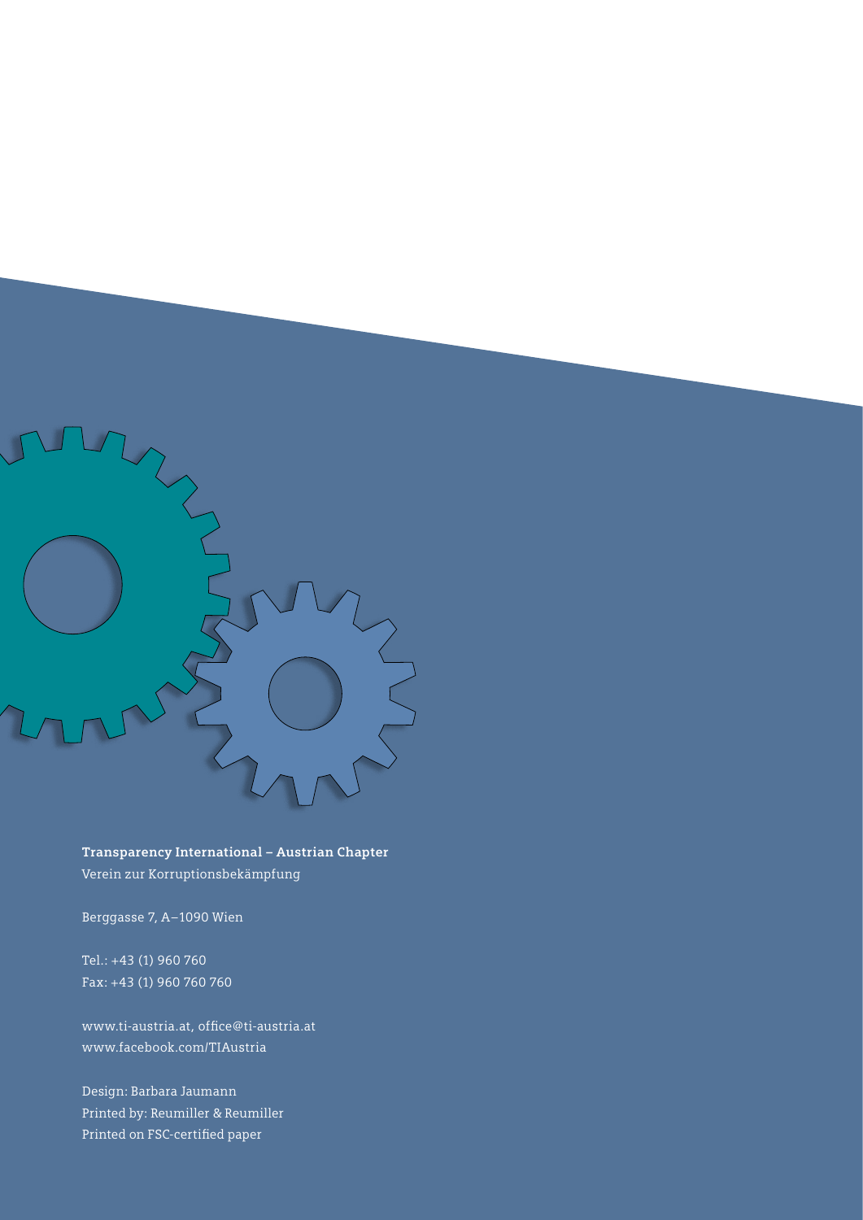**Transparency International – Austrian Chapter**
Verein zur Korruptionsbekämpfung

Berggasse 7, A–1090 Wien

Tel.: +43 (1) 960 760
Fax: +43 (1) 960 760 760

www.ti-austria.at, office@ti-austria.at
www.facebook.com/TIAustria

Design: Barbara Jaumann
Printed by: Reumiller & Reumiller
Printed on FSC-certified paper